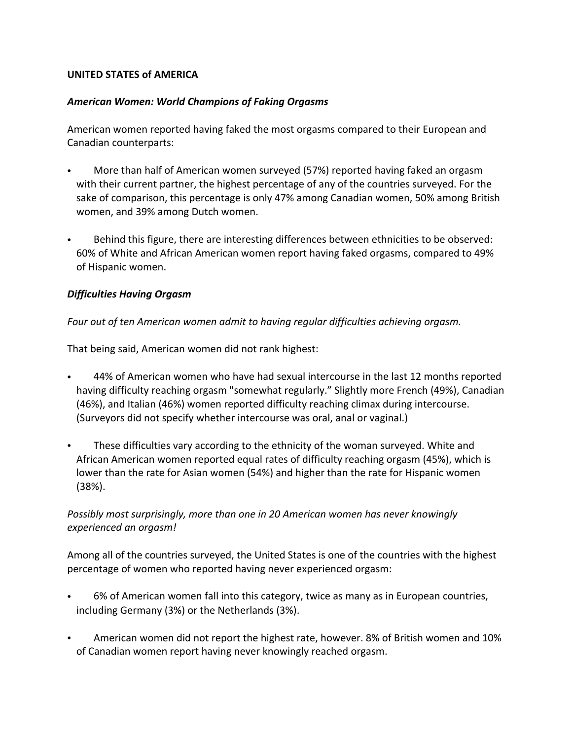**UNITED STATES of AMERICA**

***American Women: World Champions of Faking Orgasms***

American women reported having faked the most orgasms compared to their European and Canadian counterparts:

- More than half of American women surveyed (57%) reported having faked an orgasm with their current partner, the highest percentage of any of the countries surveyed. For the sake of comparison, this percentage is only 47% among Canadian women, 50% among British women, and 39% among Dutch women.
- Behind this figure, there are interesting differences between ethnicities to be observed: 60% of White and African American women report having faked orgasms, compared to 49% of Hispanic women.

***Difficulties Having Orgasm***

*Four out of ten American women admit to having regular difficulties achieving orgasm.*

That being said, American women did not rank highest:

- 44% of American women who have had sexual intercourse in the last 12 months reported having difficulty reaching orgasm "somewhat regularly." Slightly more French (49%), Canadian (46%), and Italian (46%) women reported difficulty reaching climax during intercourse. (Surveyors did not specify whether intercourse was oral, anal or vaginal.)
- These difficulties vary according to the ethnicity of the woman surveyed. White and African American women reported equal rates of difficulty reaching orgasm (45%), which is lower than the rate for Asian women (54%) and higher than the rate for Hispanic women (38%).

*Possibly most surprisingly, more than one in 20 American women has never knowingly experienced an orgasm!*

Among all of the countries surveyed, the United States is one of the countries with the highest percentage of women who reported having never experienced orgasm:

- 6% of American women fall into this category, twice as many as in European countries, including Germany (3%) or the Netherlands (3%).
- American women did not report the highest rate, however. 8% of British women and 10% of Canadian women report having never knowingly reached orgasm.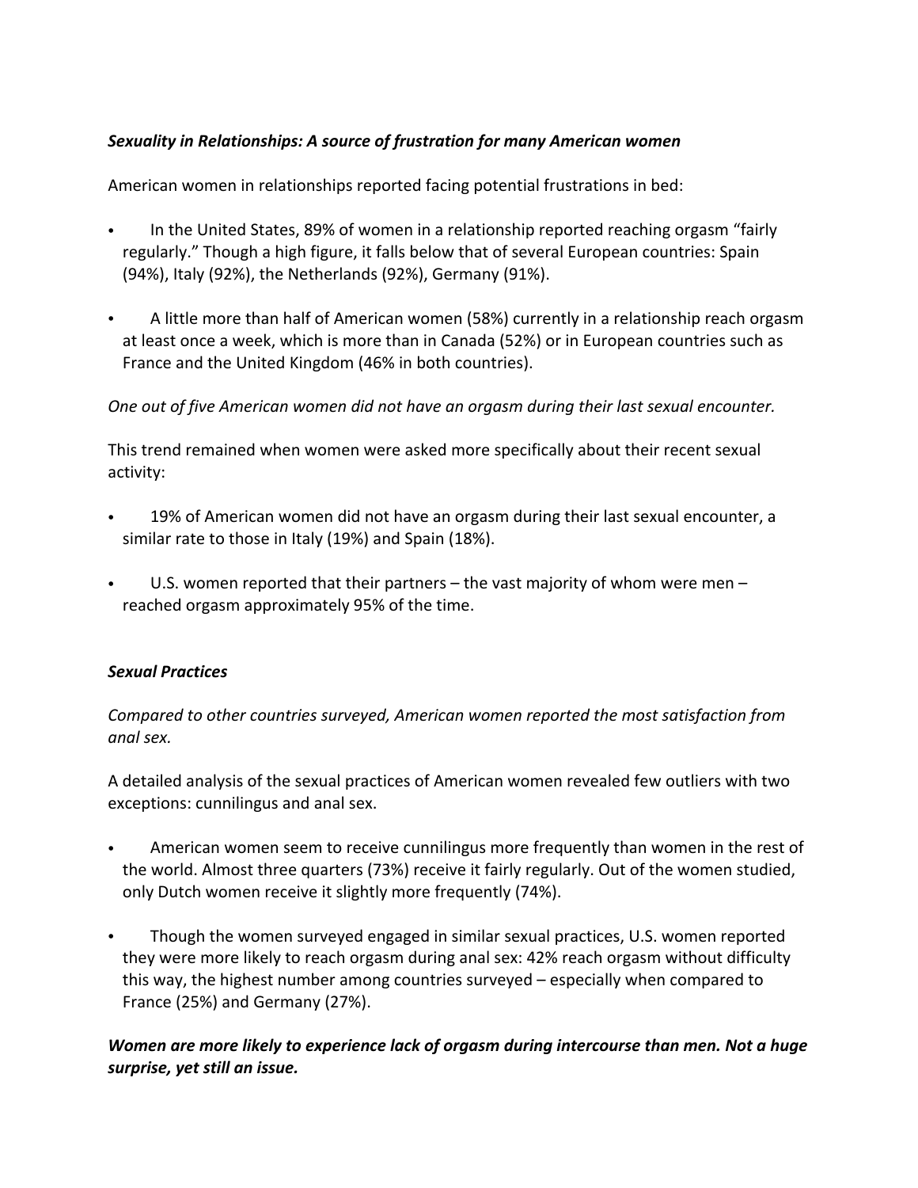***Sexuality in Relationships: A source of frustration for many American women***

American women in relationships reported facing potential frustrations in bed:

- In the United States, 89% of women in a relationship reported reaching orgasm "fairly regularly." Though a high figure, it falls below that of several European countries: Spain (94%), Italy (92%), the Netherlands (92%), Germany (91%).

- A little more than half of American women (58%) currently in a relationship reach orgasm at least once a week, which is more than in Canada (52%) or in European countries such as France and the United Kingdom (46% in both countries).

*One out of five American women did not have an orgasm during their last sexual encounter.*

This trend remained when women were asked more specifically about their recent sexual activity:

- 19% of American women did not have an orgasm during their last sexual encounter, a similar rate to those in Italy (19%) and Spain (18%).

- U.S. women reported that their partners – the vast majority of whom were men – reached orgasm approximately 95% of the time.

***Sexual Practices***

*Compared to other countries surveyed, American women reported the most satisfaction from anal sex.*

A detailed analysis of the sexual practices of American women revealed few outliers with two exceptions: cunnilingus and anal sex.

- American women seem to receive cunnilingus more frequently than women in the rest of the world. Almost three quarters (73%) receive it fairly regularly. Out of the women studied, only Dutch women receive it slightly more frequently (74%).

- Though the women surveyed engaged in similar sexual practices, U.S. women reported they were more likely to reach orgasm during anal sex: 42% reach orgasm without difficulty this way, the highest number among countries surveyed – especially when compared to France (25%) and Germany (27%).

***Women are more likely to experience lack of orgasm during intercourse than men. Not a huge surprise, yet still an issue.***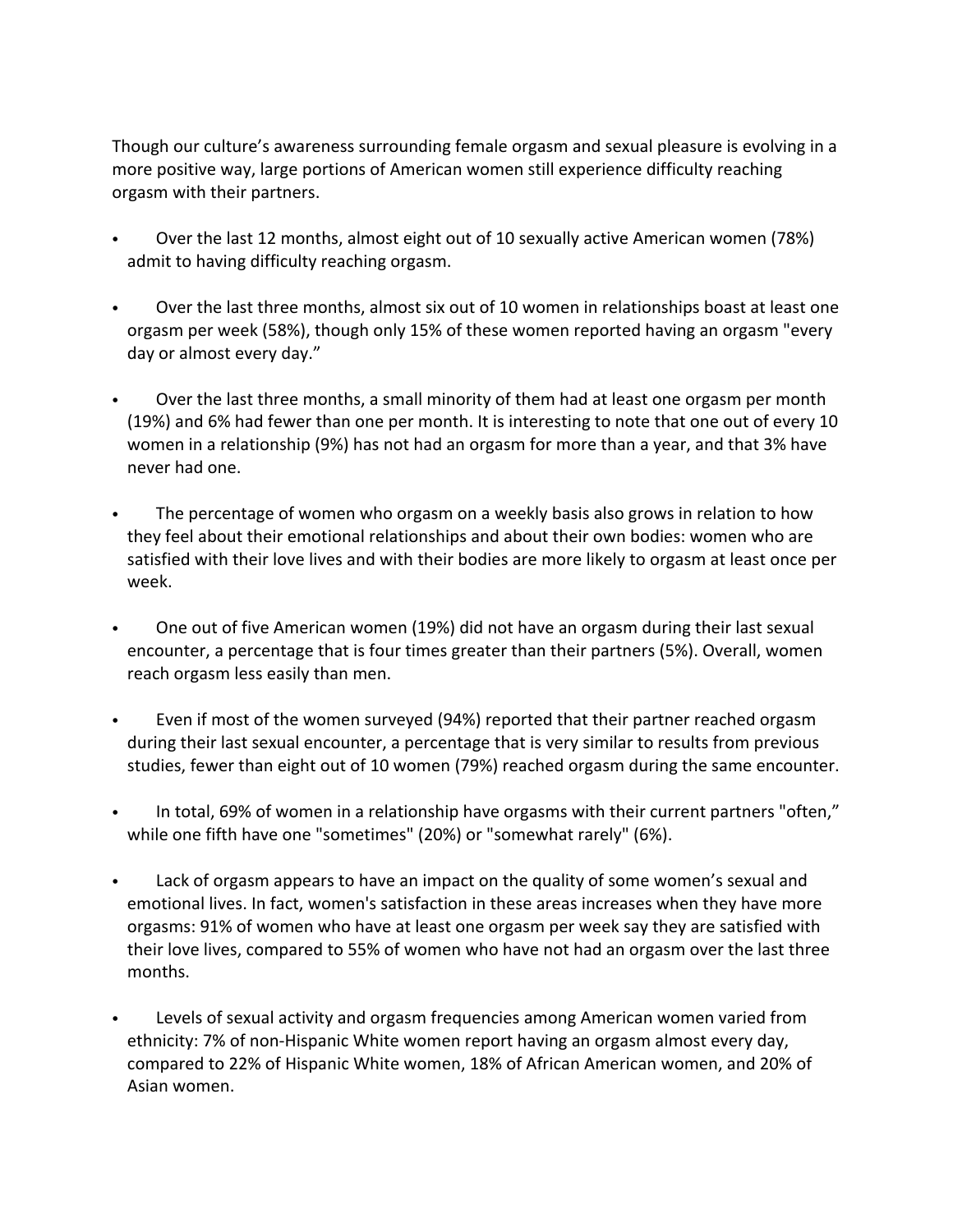Though our culture's awareness surrounding female orgasm and sexual pleasure is evolving in a more positive way, large portions of American women still experience difficulty reaching orgasm with their partners.

- Over the last 12 months, almost eight out of 10 sexually active American women (78%) admit to having difficulty reaching orgasm.

- Over the last three months, almost six out of 10 women in relationships boast at least one orgasm per week (58%), though only 15% of these women reported having an orgasm "every day or almost every day."

- Over the last three months, a small minority of them had at least one orgasm per month (19%) and 6% had fewer than one per month. It is interesting to note that one out of every 10 women in a relationship (9%) has not had an orgasm for more than a year, and that 3% have never had one.

- The percentage of women who orgasm on a weekly basis also grows in relation to how they feel about their emotional relationships and about their own bodies: women who are satisfied with their love lives and with their bodies are more likely to orgasm at least once per week.

- One out of five American women (19%) did not have an orgasm during their last sexual encounter, a percentage that is four times greater than their partners (5%). Overall, women reach orgasm less easily than men.

- Even if most of the women surveyed (94%) reported that their partner reached orgasm during their last sexual encounter, a percentage that is very similar to results from previous studies, fewer than eight out of 10 women (79%) reached orgasm during the same encounter.

- In total, 69% of women in a relationship have orgasms with their current partners "often," while one fifth have one "sometimes" (20%) or "somewhat rarely" (6%).

- Lack of orgasm appears to have an impact on the quality of some women's sexual and emotional lives. In fact, women's satisfaction in these areas increases when they have more orgasms: 91% of women who have at least one orgasm per week say they are satisfied with their love lives, compared to 55% of women who have not had an orgasm over the last three months.

- Levels of sexual activity and orgasm frequencies among American women varied from ethnicity: 7% of non-Hispanic White women report having an orgasm almost every day, compared to 22% of Hispanic White women, 18% of African American women, and 20% of Asian women.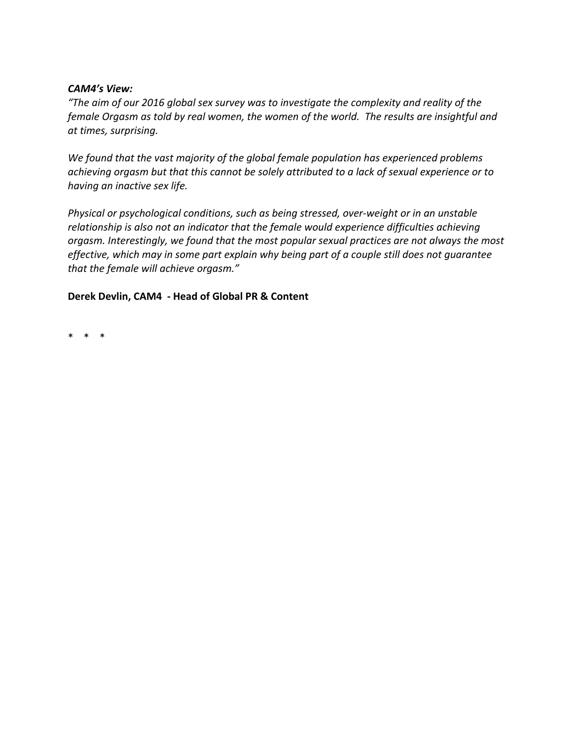***CAM4's View:***

*"The aim of our 2016 global sex survey was to investigate the complexity and reality of the female Orgasm as told by real women, the women of the world. The results are insightful and at times, surprising.*

*We found that the vast majority of the global female population has experienced problems achieving orgasm but that this cannot be solely attributed to a lack of sexual experience or to having an inactive sex life.*

*Physical or psychological conditions, such as being stressed, over-weight or in an unstable relationship is also not an indicator that the female would experience difficulties achieving orgasm. Interestingly, we found that the most popular sexual practices are not always the most effective, which may in some part explain why being part of a couple still does not guarantee that the female will achieve orgasm."*

**Derek Devlin, CAM4 - Head of Global PR & Content**

\* \* \*